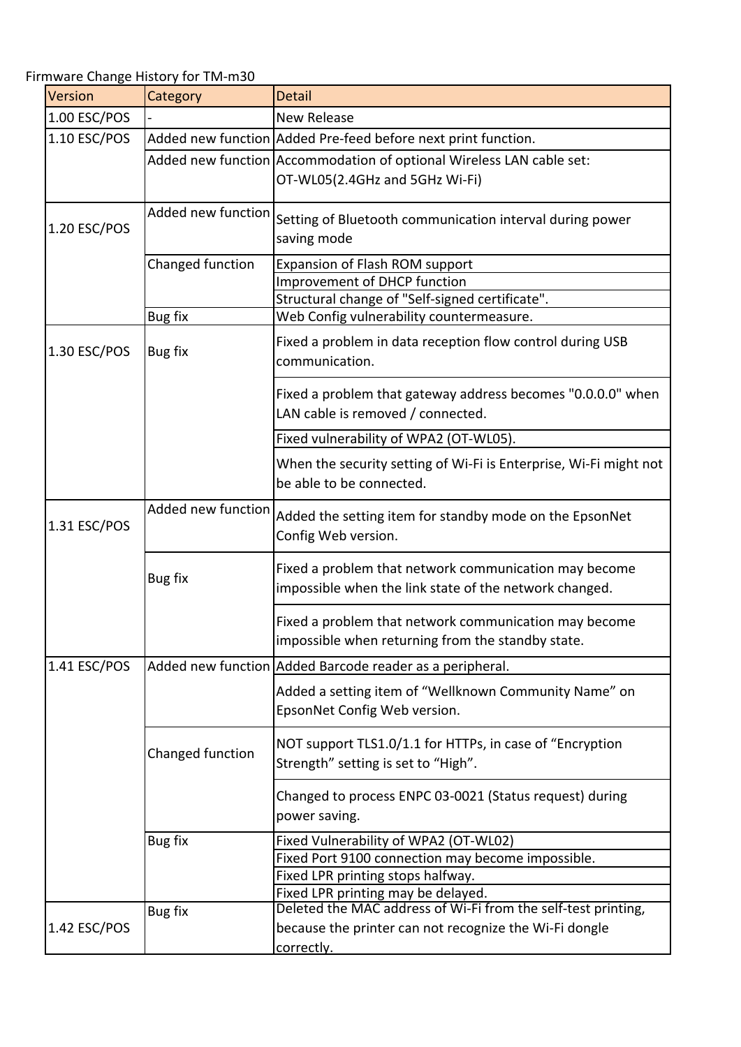Firmware Change History for TM-m30

| Version | Category | Detail |
|---|---|---|
| 1.00 ESC/POS | - | New Release |
| 1.10 ESC/POS | Added new function | Added Pre-feed before next print function. |
| | Added new function | Accommodation of optional Wireless LAN cable set: OT-WL05(2.4GHz and 5GHz Wi-Fi) |
| 1.20 ESC/POS | Added new function | Setting of Bluetooth communication interval during power saving mode |
| | Changed function | Expansion of Flash ROM support |
| | | Improvement of DHCP function |
| | | Structural change of "Self-signed certificate". |
| | Bug fix | Web Config vulnerability countermeasure. |
| 1.30 ESC/POS | Bug fix | Fixed a problem in data reception flow control during USB communication. |
| | | Fixed a problem that gateway address becomes "0.0.0.0" when LAN cable is removed / connected. |
| | | Fixed vulnerability of WPA2 (OT-WL05). |
| | | When the security setting of Wi-Fi is Enterprise, Wi-Fi might not be able to be connected. |
| 1.31 ESC/POS | Added new function | Added the setting item for standby mode on the EpsonNet Config Web version. |
| | Bug fix | Fixed a problem that network communication may become impossible when the link state of the network changed. |
| | | Fixed a problem that network communication may become impossible when returning from the standby state. |
| 1.41 ESC/POS | Added new function | Added Barcode reader as a peripheral. |
| | | Added a setting item of “Wellknown Community Name” on EpsonNet Config Web version. |
| | Changed function | NOT support TLS1.0/1.1 for HTTPs, in case of “Encryption Strength” setting is set to “High”. |
| | | Changed to process ENPC 03-0021 (Status request) during power saving. |
| | Bug fix | Fixed Vulnerability of WPA2 (OT-WL02) |
| | | Fixed Port 9100 connection may become impossible. |
| | | Fixed LPR printing stops halfway. |
| | | Fixed LPR printing may be delayed. |
| 1.42 ESC/POS | Bug fix | Deleted the MAC address of Wi-Fi from the self-test printing, because the printer can not recognize the Wi-Fi dongle correctly. |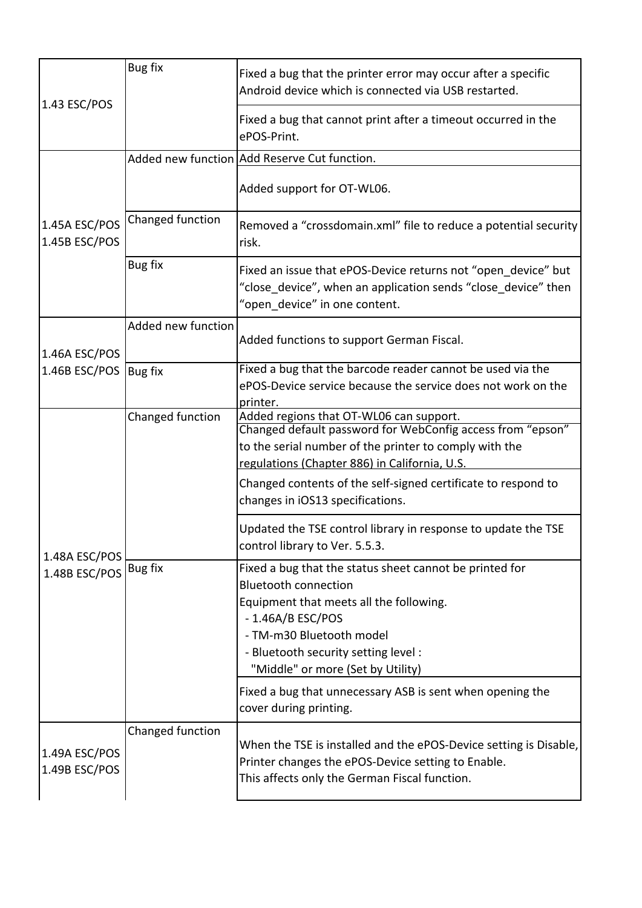| | | |
|---|---|---|
| 1.43 ESC/POS | Bug fix | Fixed a bug that the printer error may occur after a specific Android device which is connected via USB restarted. |
| | | Fixed a bug that cannot print after a timeout occurred in the ePOS-Print. |
| 1.45A ESC/POS<br>1.45B ESC/POS | Added new function | Add Reserve Cut function. |
| | | Added support for OT-WL06. |
| | Changed function | Removed a “crossdomain.xml” file to reduce a potential security risk. |
| | Bug fix | Fixed an issue that ePOS-Device returns not “open_device” but “close_device”, when an application sends “close_device” then “open_device” in one content. |
| 1.46A ESC/POS<br>1.46B ESC/POS | Added new function | Added functions to support German Fiscal. |
| | Bug fix | Fixed a bug that the barcode reader cannot be used via the ePOS-Device service because the service does not work on the printer. |
| 1.48A ESC/POS<br>1.48B ESC/POS | Changed function | Added regions that OT-WL06 can support. |
| | | Changed default password for WebConfig access from “epson” to the serial number of the printer to comply with the regulations (Chapter 886) in California, U.S. |
| | | Changed contents of the self-signed certificate to respond to changes in iOS13 specifications. |
| | | Updated the TSE control library in response to update the TSE control library to Ver. 5.5.3. |
| | Bug fix | Fixed a bug that the status sheet cannot be printed for Bluetooth connection<br>Equipment that meets all the following.<br>- 1.46A/B ESC/POS<br>- TM-m30 Bluetooth model<br>- Bluetooth security setting level :<br>"Middle" or more (Set by Utility) |
| | | Fixed a bug that unnecessary ASB is sent when opening the cover during printing. |
| 1.49A ESC/POS<br>1.49B ESC/POS | Changed function | When the TSE is installed and the ePOS-Device setting is Disable, Printer changes the ePOS-Device setting to Enable.<br>This affects only the German Fiscal function. |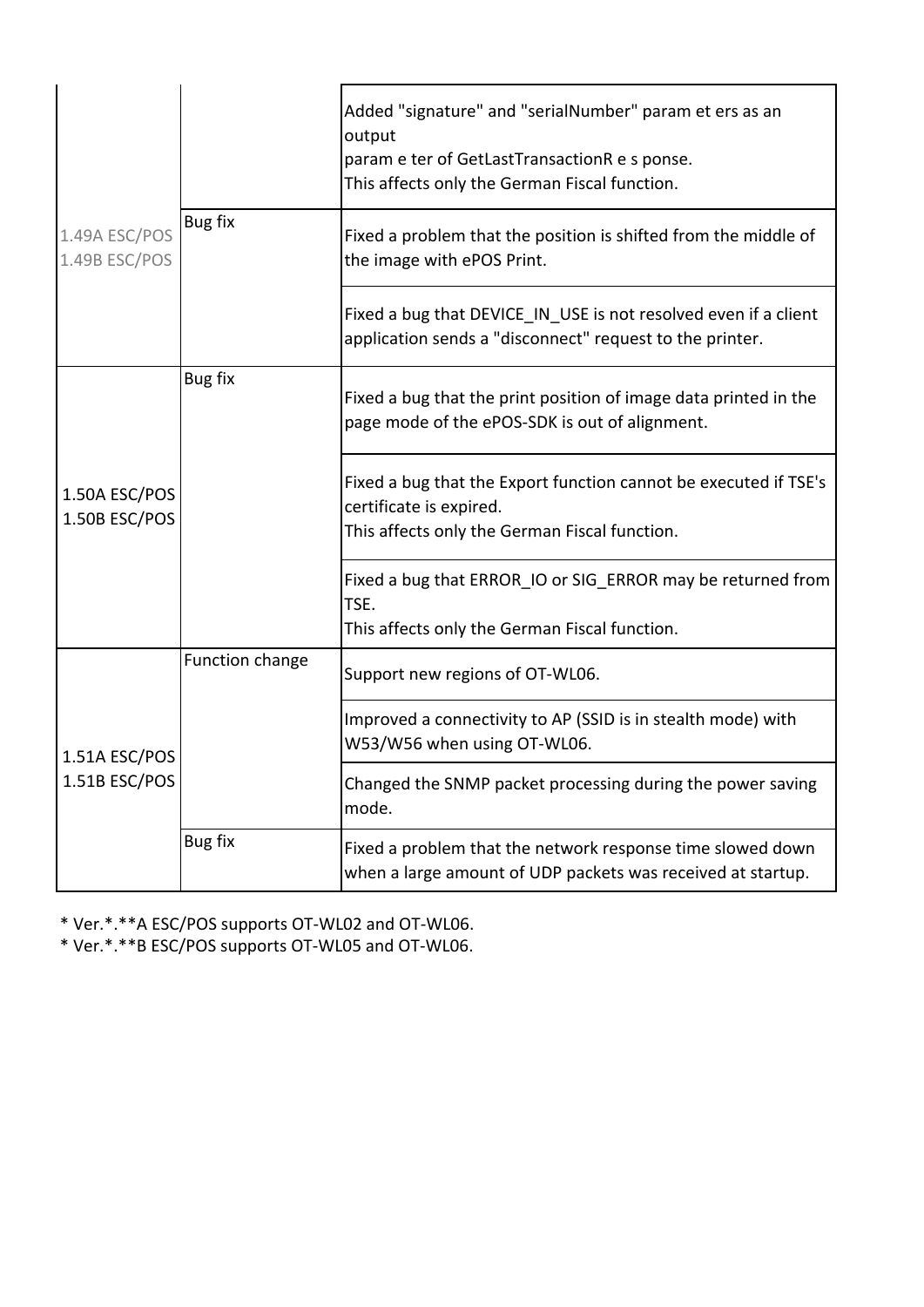| | | |
|---|---|---|
| | | Added "signature" and "serialNumber" param et ers as an output<br>param e ter of GetLastTransactionR e s ponse.<br>This affects only the German Fiscal function. |
| 1.49A ESC/POS<br>1.49B ESC/POS | Bug fix | Fixed a problem that the position is shifted from the middle of the image with ePOS Print. |
| | | Fixed a bug that DEVICE_IN_USE is not resolved even if a client application sends a "disconnect" request to the printer. |
| 1.50A ESC/POS<br>1.50B ESC/POS | Bug fix | Fixed a bug that the print position of image data printed in the page mode of the ePOS-SDK is out of alignment. |
| | | Fixed a bug that the Export function cannot be executed if TSE's certificate is expired.<br>This affects only the German Fiscal function. |
| | | Fixed a bug that ERROR_IO or SIG_ERROR may be returned from TSE.<br>This affects only the German Fiscal function. |
| 1.51A ESC/POS<br>1.51B ESC/POS | Function change | Support new regions of OT-WL06. |
| | | Improved a connectivity to AP (SSID is in stealth mode) with W53/W56 when using OT-WL06. |
| | | Changed the SNMP packet processing during the power saving mode. |
| | Bug fix | Fixed a problem that the network response time slowed down when a large amount of UDP packets was received at startup. |

* Ver.*.**A ESC/POS supports OT-WL02 and OT-WL06.
* Ver.*.**B ESC/POS supports OT-WL05 and OT-WL06.